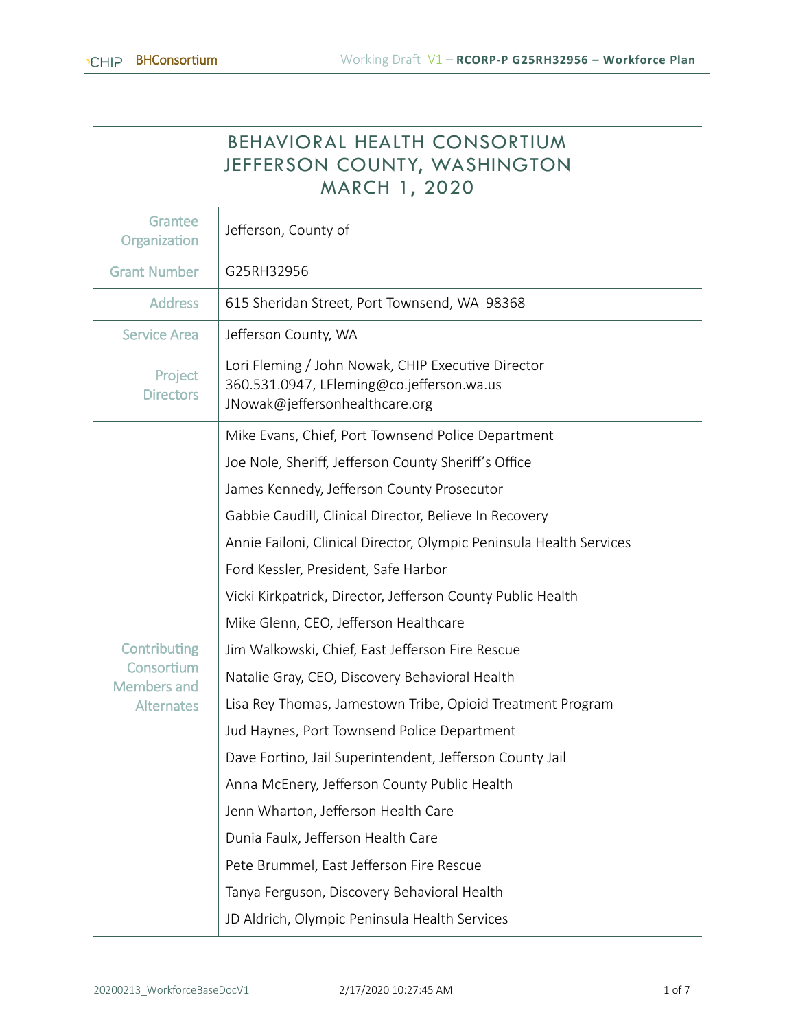# BEHAVIORAL HEALTH CONSORTIUM
# JEFFERSON COUNTY, WASHINGTON
# MARCH 1, 2020

| | |
|---|---|
| Grantee Organization | Jefferson, County of |
| Grant Number | G25RH32956 |
| Address | 615 Sheridan Street, Port Townsend, WA 98368 |
| Service Area | Jefferson County, WA |
| Project Directors | Lori Fleming / John Nowak, CHIP Executive Director<br>360.531.0947, LFleming@co.jefferson.wa.us<br>JNowak@jeffersonhealthcare.org |
| Contributing Consortium Members and Alternates | Mike Evans, Chief, Port Townsend Police Department<br>Joe Nole, Sheriff, Jefferson County Sheriff's Office<br>James Kennedy, Jefferson County Prosecutor<br>Gabbie Caudill, Clinical Director, Believe In Recovery<br>Annie Failoni, Clinical Director, Olympic Peninsula Health Services<br>Ford Kessler, President, Safe Harbor<br>Vicki Kirkpatrick, Director, Jefferson County Public Health<br>Mike Glenn, CEO, Jefferson Healthcare<br>Jim Walkowski, Chief, East Jefferson Fire Rescue<br>Natalie Gray, CEO, Discovery Behavioral Health<br>Lisa Rey Thomas, Jamestown Tribe, Opioid Treatment Program<br>Jud Haynes, Port Townsend Police Department<br>Dave Fortino, Jail Superintendent, Jefferson County Jail<br>Anna McEnery, Jefferson County Public Health<br>Jenn Wharton, Jefferson Health Care<br>Dunia Faulx, Jefferson Health Care<br>Pete Brummel, East Jefferson Fire Rescue<br>Tanya Ferguson, Discovery Behavioral Health<br>JD Aldrich, Olympic Peninsula Health Services |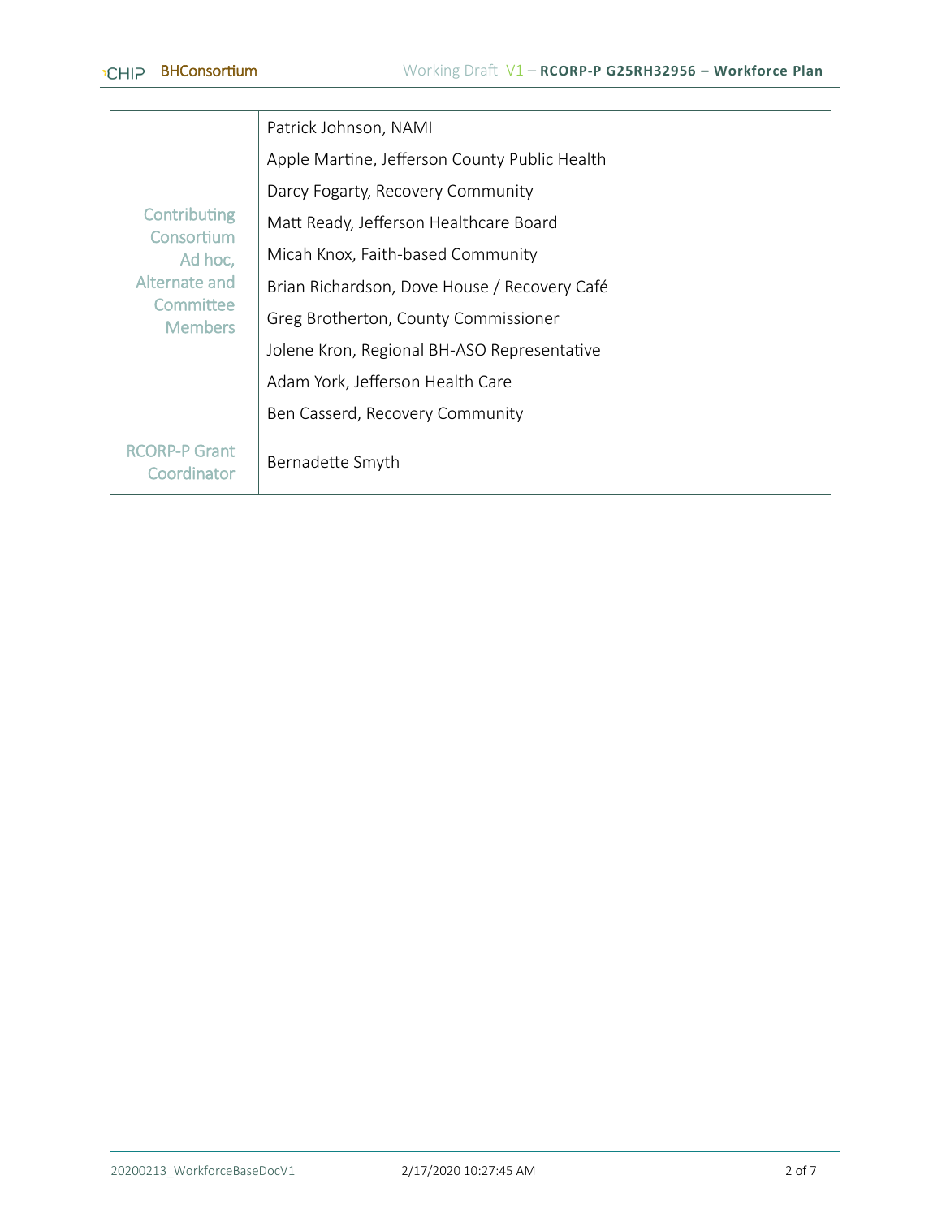| | |
|---|---|
| Contributing Consortium Ad hoc, Alternate and Committee Members | Patrick Johnson, NAMI<br>Apple Martine, Jefferson County Public Health<br>Darcy Fogarty, Recovery Community<br>Matt Ready, Jefferson Healthcare Board<br>Micah Knox, Faith-based Community<br>Brian Richardson, Dove House / Recovery Café<br>Greg Brotherton, County Commissioner<br>Jolene Kron, Regional BH-ASO Representative<br>Adam York, Jefferson Health Care<br>Ben Casserd, Recovery Community |
| RCORP-P Grant Coordinator | Bernadette Smyth |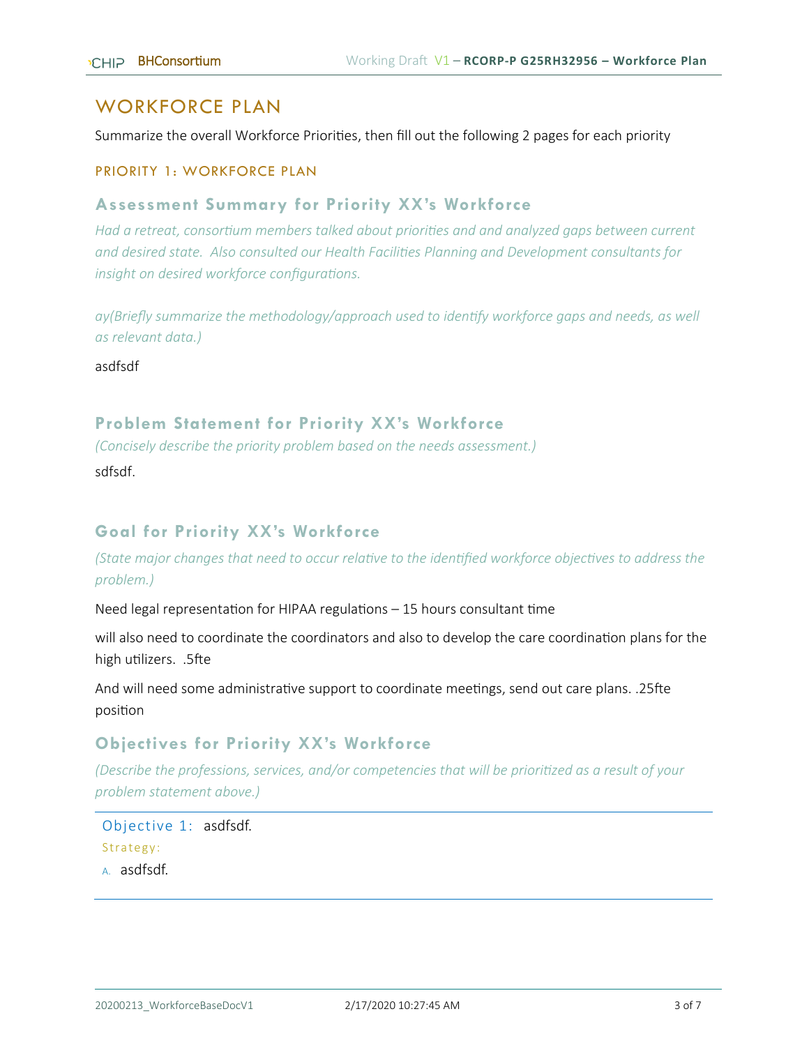# WORKFORCE PLAN

Summarize the overall Workforce Priorities, then fill out the following 2 pages for each priority

## PRIORITY 1: WORKFORCE PLAN

### Assessment Summary for Priority XX's Workforce

*Had a retreat, consortium members talked about priorities and and analyzed gaps between current and desired state. Also consulted our Health Facilities Planning and Development consultants for insight on desired workforce configurations.*

*ay(Briefly summarize the methodology/approach used to identify workforce gaps and needs, as well as relevant data.)*

asdfsdf

### Problem Statement for Priority XX's Workforce

*(Concisely describe the priority problem based on the needs assessment.)*

sdfsdf.

### Goal for Priority XX's Workforce

*(State major changes that need to occur relative to the identified workforce objectives to address the problem.)*

Need legal representation for HIPAA regulations – 15 hours consultant time

will also need to coordinate the coordinators and also to develop the care coordination plans for the high utilizers. .5fte

And will need some administrative support to coordinate meetings, send out care plans. .25fte position

### Objectives for Priority XX's Workforce

*(Describe the professions, services, and/or competencies that will be prioritized as a result of your problem statement above.)*

---

Objective 1: asdfsdf.

Strategy:

A. asdfsdf.

---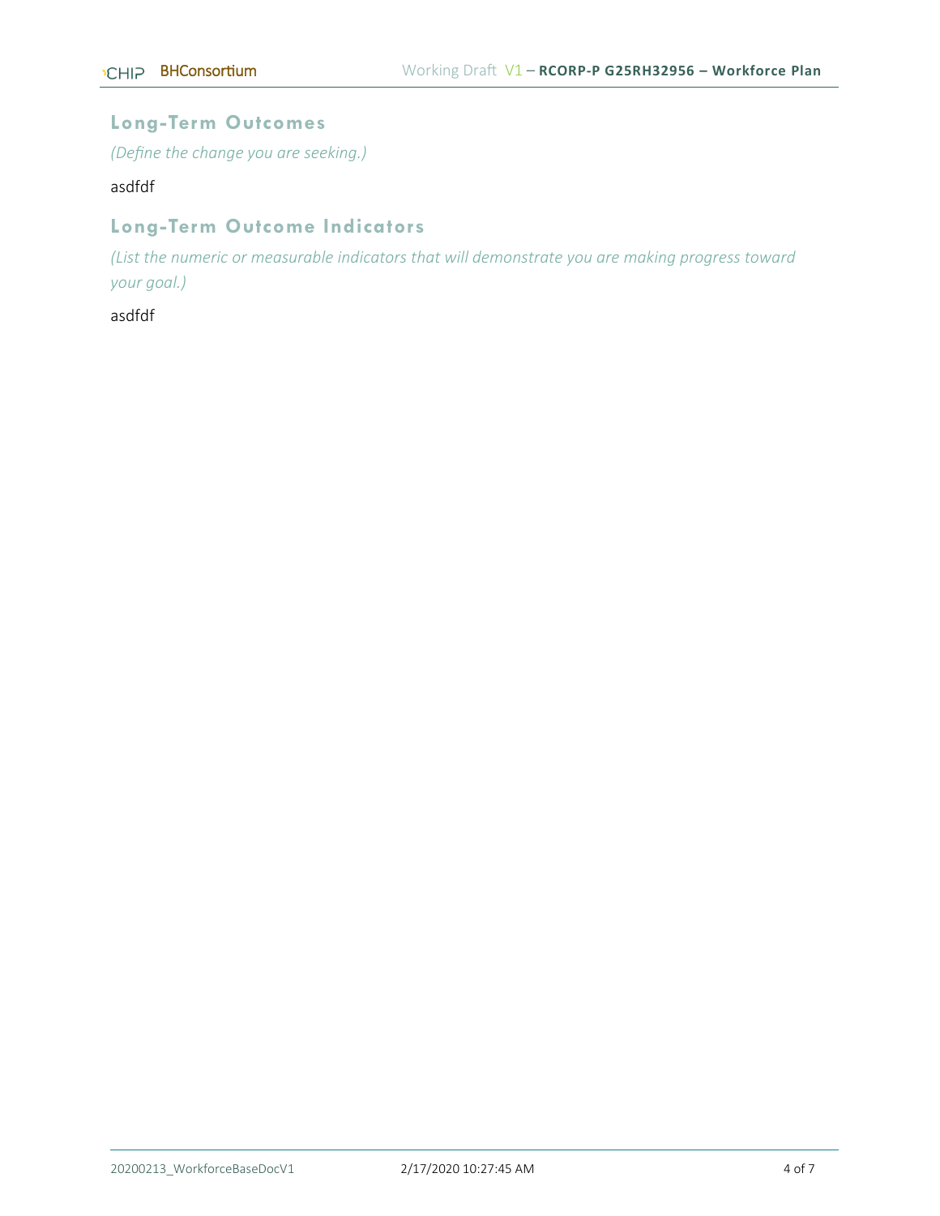## Long-Term Outcomes

*(Define the change you are seeking.)*

asdfdf

## Long-Term Outcome Indicators

*(List the numeric or measurable indicators that will demonstrate you are making progress toward your goal.)*

asdfdf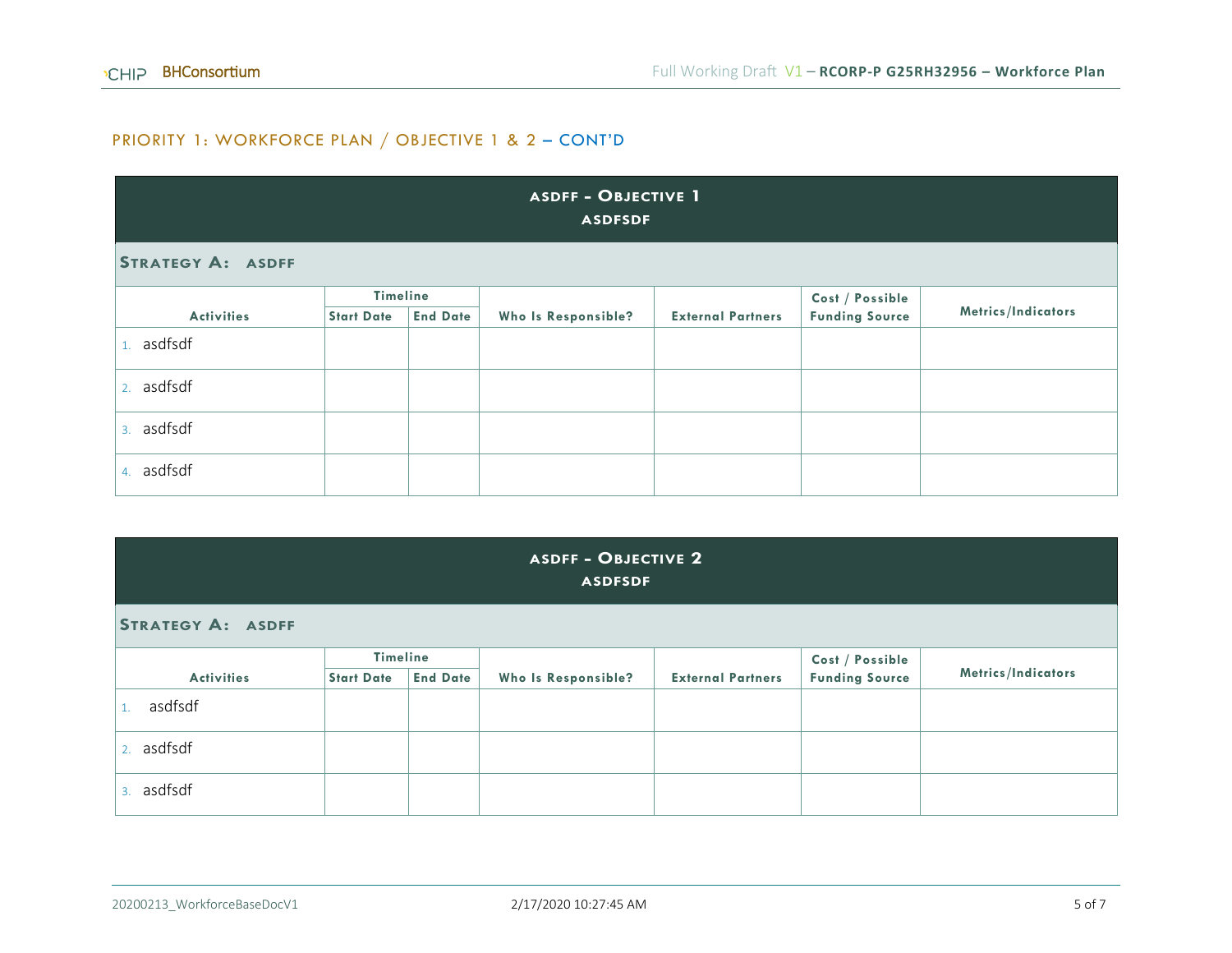## PRIORITY 1: WORKFORCE PLAN / OBJECTIVE 1 & 2 – CONT'D

| ASDFF - OBJECTIVE 1<br>ASDFSDF | | | | | | |
|---|---|---|---|---|---|---|
| **STRATEGY A: ASDFF** | | | | | | |
| | Timeline | | | | | |
| Activities | Start Date | End Date | Who Is Responsible? | External Partners | Cost / Possible Funding Source | Metrics/Indicators |
| 1. asdfsdf | | | | | | |
| 2. asdfsdf | | | | | | |
| 3. asdfsdf | | | | | | |
| 4. asdfsdf | | | | | | |

| ASDFF - OBJECTIVE 2<br>ASDFSDF | | | | | | |
|---|---|---|---|---|---|---|
| **STRATEGY A: ASDFF** | | | | | | |
| | Timeline | | | | | |
| Activities | Start Date | End Date | Who Is Responsible? | External Partners | Cost / Possible Funding Source | Metrics/Indicators |
| 1. asdfsdf | | | | | | |
| 2. asdfsdf | | | | | | |
| 3. asdfsdf | | | | | | |